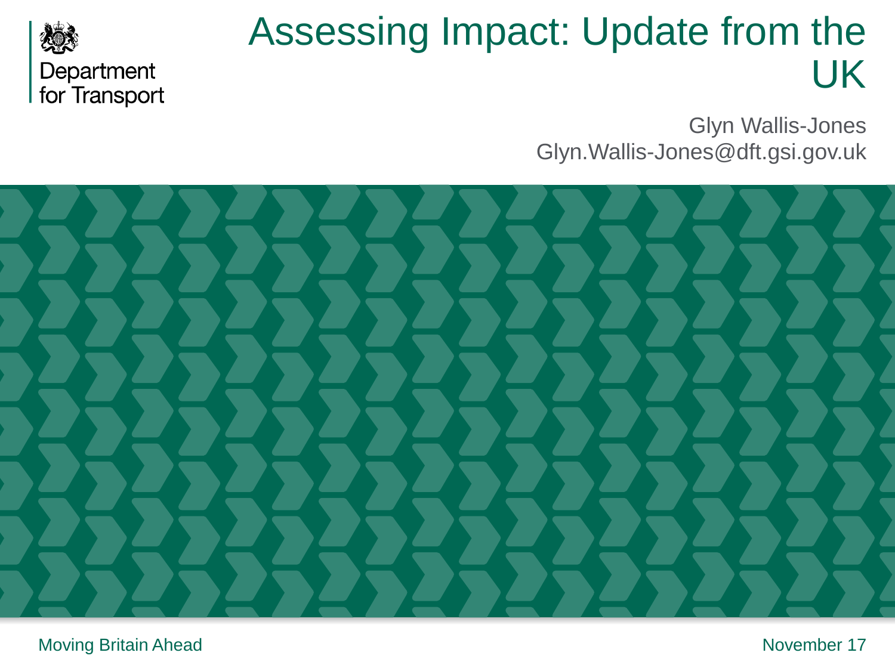Department for Transport

# Assessing Impact: Update from the UK

Glyn Wallis-Jones
Glyn.Wallis-Jones@dft.gsi.gov.uk

Moving Britain Ahead

November 17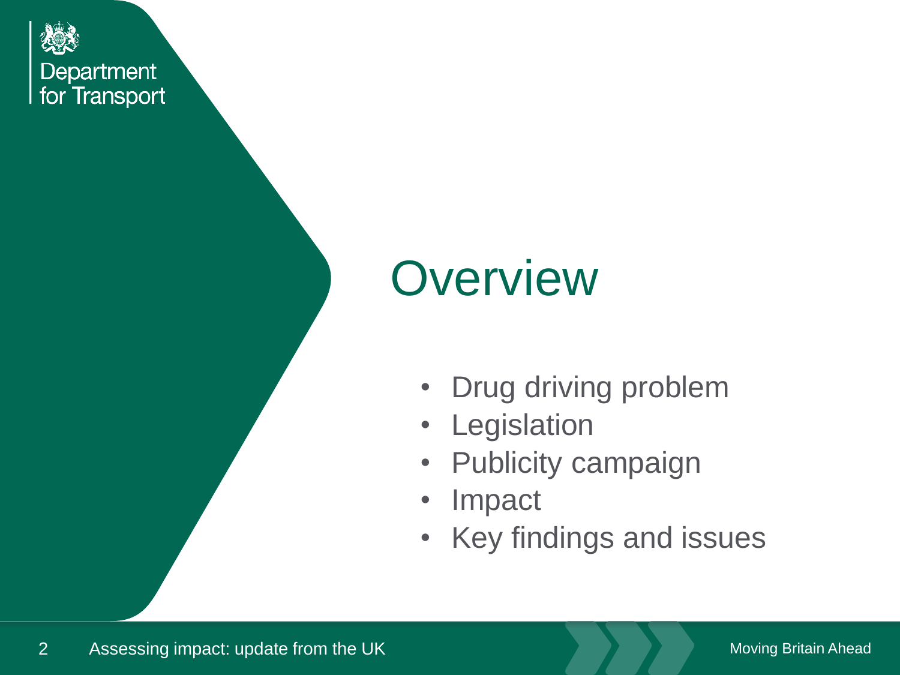# Overview

- Drug driving problem
- Legislation
- Publicity campaign
- Impact
- Key findings and issues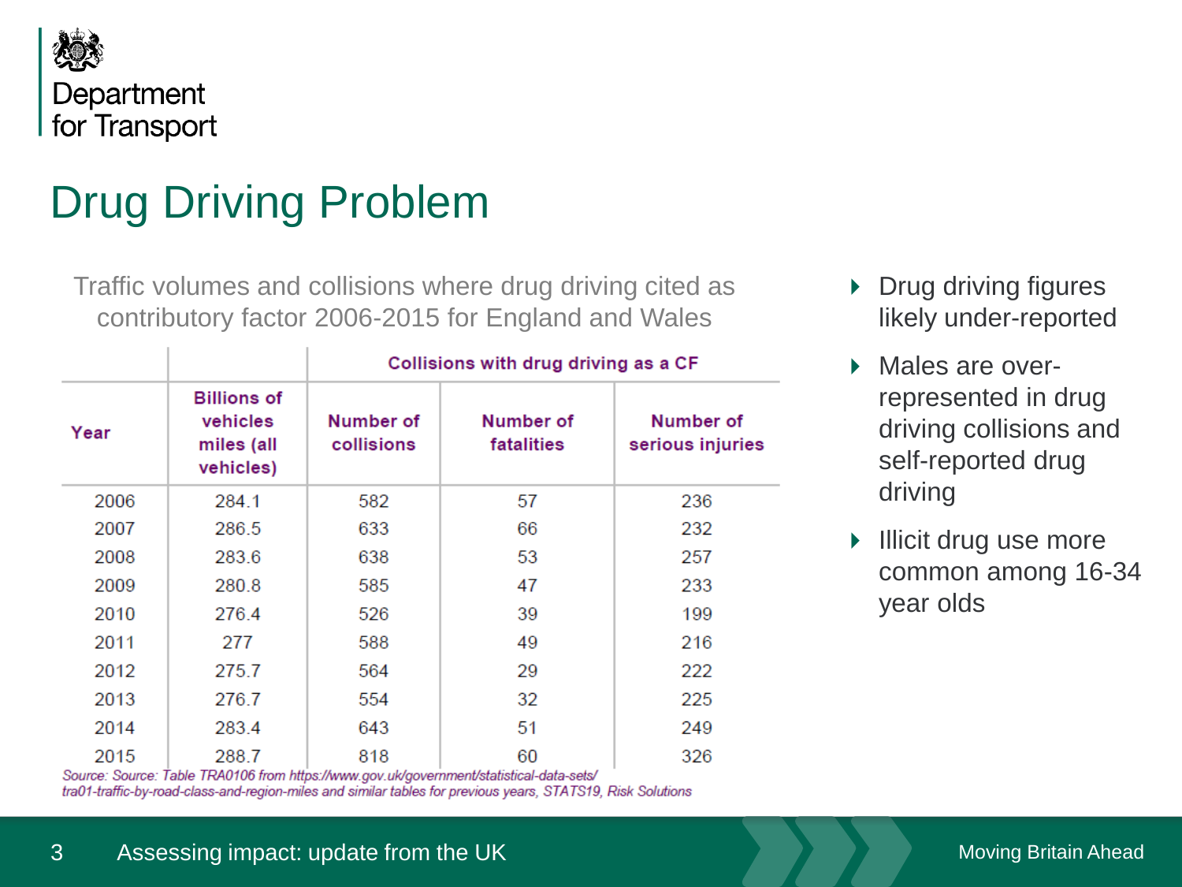Department for Transport

# Drug Driving Problem

Traffic volumes and collisions where drug driving cited as contributory factor 2006-2015 for England and Wales

| | | Collisions with drug driving as a CF | | |
|---|---|---|---|---|
| Year | Billions of vehicles miles (all vehicles) | Number of collisions | Number of fatalities | Number of serious injuries |
| 2006 | 284.1 | 582 | 57 | 236 |
| 2007 | 286.5 | 633 | 66 | 232 |
| 2008 | 283.6 | 638 | 53 | 257 |
| 2009 | 280.8 | 585 | 47 | 233 |
| 2010 | 276.4 | 526 | 39 | 199 |
| 2011 | 277 | 588 | 49 | 216 |
| 2012 | 275.7 | 564 | 29 | 222 |
| 2013 | 276.7 | 554 | 32 | 225 |
| 2014 | 283.4 | 643 | 51 | 249 |
| 2015 | 288.7 | 818 | 60 | 326 |

*Source: Source: Table TRA0106 from https://www.gov.uk/government/statistical-data-sets/tra01-traffic-by-road-class-and-region-miles and similar tables for previous years, STATS19, Risk Solutions*

- Drug driving figures likely under-reported
- Males are over-represented in drug driving collisions and self-reported drug driving
- Illicit drug use more common among 16-34 year olds

Assessing impact: update from the UK

Moving Britain Ahead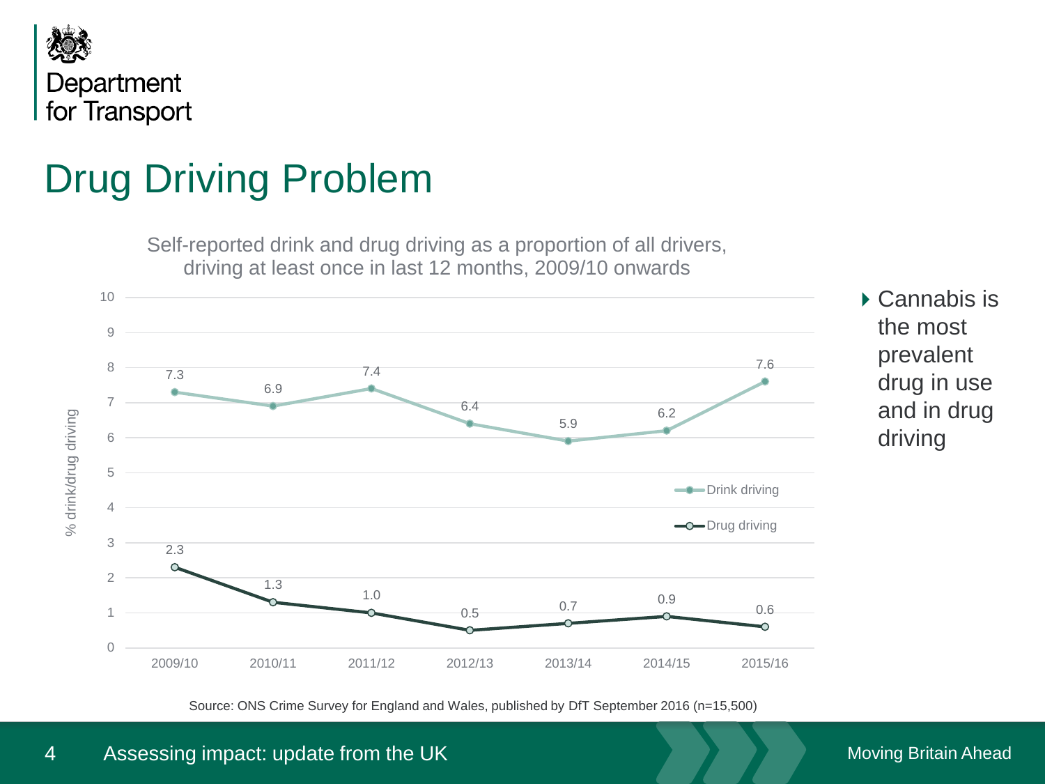# Drug Driving Problem

Self-reported drink and drug driving as a proportion of all drivers, driving at least once in last 12 months, 2009/10 onwards

| % drink/drug driving | 2009/10 | 2010/11 | 2011/12 | 2012/13 | 2013/14 | 2014/15 | 2015/16 |
|---|---|---|---|---|---|---|---|
| Drink driving | 7.3 | 6.9 | 7.4 | 6.4 | 5.9 | 6.2 | 7.6 |
| Drug driving | 2.3 | 1.3 | 1.0 | 0.5 | 0.7 | 0.9 | 0.6 |

Source: ONS Crime Survey for England and Wales, published by DfT September 2016 (n=15,500)

- Cannabis is the most prevalent drug in use and in drug driving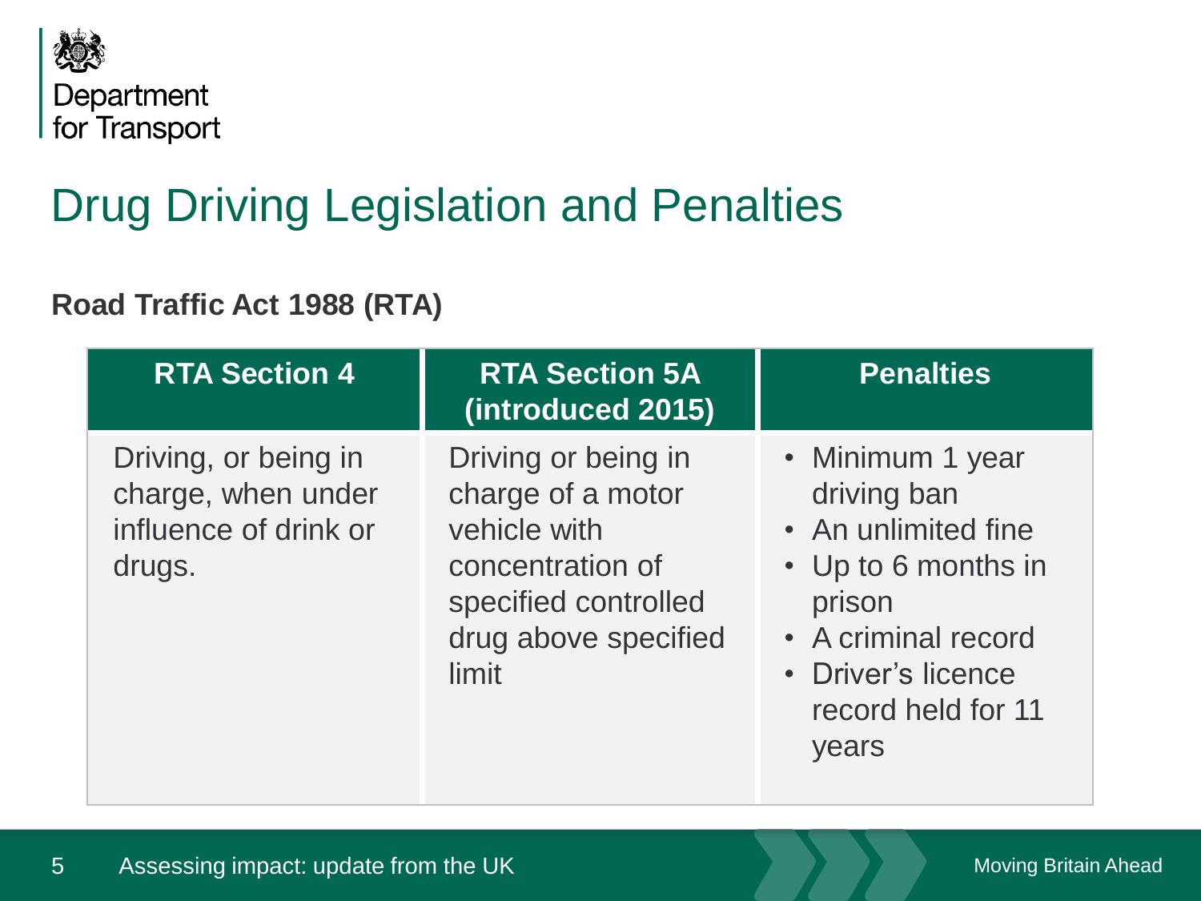# Drug Driving Legislation and Penalties

**Road Traffic Act 1988 (RTA)**

| RTA Section 4 | RTA Section 5A (introduced 2015) | Penalties |
|---|---|---|
| Driving, or being in charge, when under influence of drink or drugs. | Driving or being in charge of a motor vehicle with concentration of specified controlled drug above specified limit | • Minimum 1 year driving ban<br>• An unlimited fine<br>• Up to 6 months in prison<br>• A criminal record<br>• Driver's licence record held for 11 years |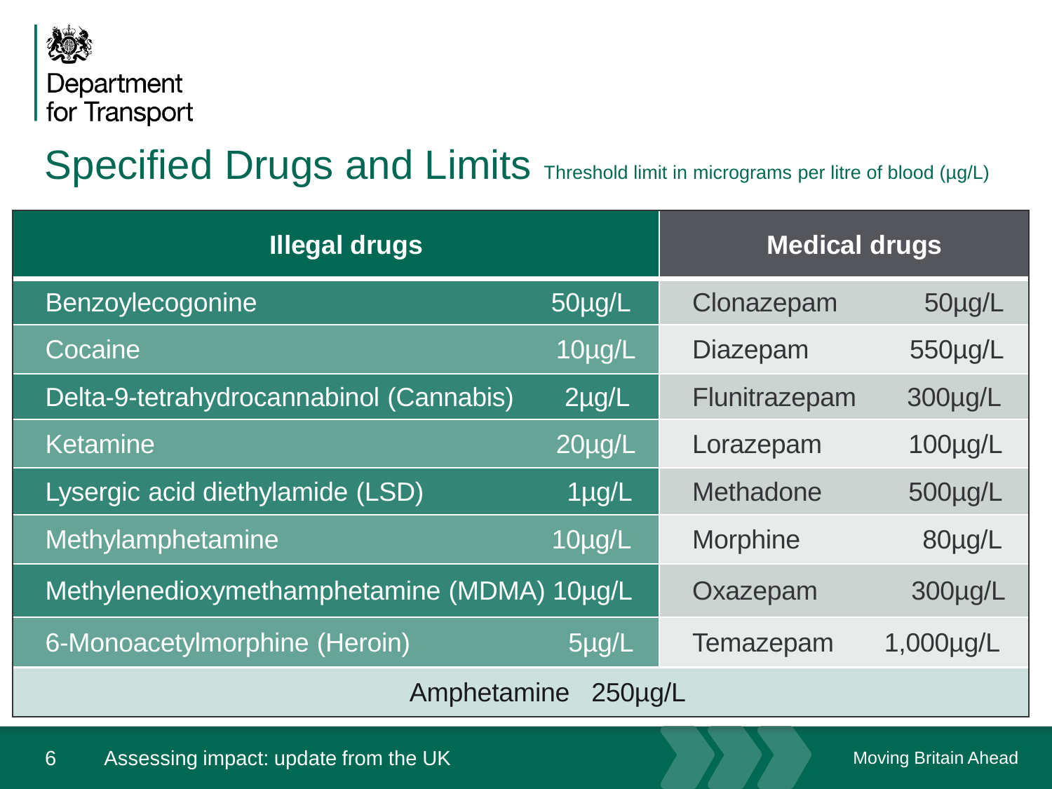# Specified Drugs and Limits

Threshold limit in micrograms per litre of blood (µg/L)

| Illegal drugs | | Medical drugs | |
|---|---|---|---|
| Benzoylecogonine | 50µg/L | Clonazepam | 50µg/L |
| Cocaine | 10µg/L | Diazepam | 550µg/L |
| Delta-9-tetrahydrocannabinol (Cannabis) | 2µg/L | Flunitrazepam | 300µg/L |
| Ketamine | 20µg/L | Lorazepam | 100µg/L |
| Lysergic acid diethylamide (LSD) | 1µg/L | Methadone | 500µg/L |
| Methylamphetamine | 10µg/L | Morphine | 80µg/L |
| Methylenedioxymethamphetamine (MDMA) | 10µg/L | Oxazepam | 300µg/L |
| 6-Monoacetylmorphine (Heroin) | 5µg/L | Temazepam | 1,000µg/L |
| Amphetamine 250µg/L | | | |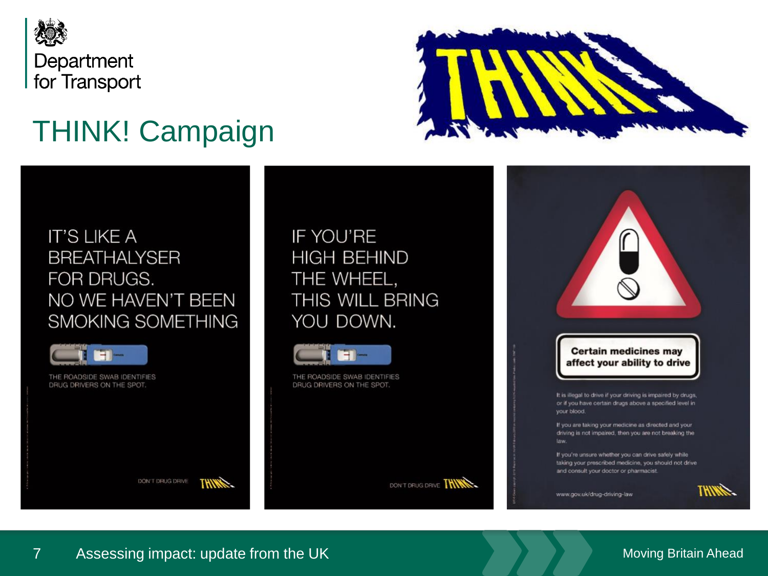# THINK! Campaign

IT'S LIKE A BREATHALYSER FOR DRUGS. NO WE HAVEN'T BEEN SMOKING SOMETHING

THE ROADSIDE SWAB IDENTIFIES DRUG DRIVERS ON THE SPOT.

DON'T DRUG DRIVE THINK!

IF YOU'RE HIGH BEHIND THE WHEEL, THIS WILL BRING YOU DOWN.

THE ROADSIDE SWAB IDENTIFIES DRUG DRIVERS ON THE SPOT.

DON'T DRUG DRIVE THINK!

**Certain medicines may affect your ability to drive**

It is illegal to drive if your driving is impaired by drugs, or if you have certain drugs above a specified level in your blood.

If you are taking your medicine as directed and your driving is not impaired, then you are not breaking the law.

If you're unsure whether you can drive safely while taking your prescribed medicine, you should not drive and consult your doctor or pharmacist.

www.gov.uk/drug-driving-law

THINK!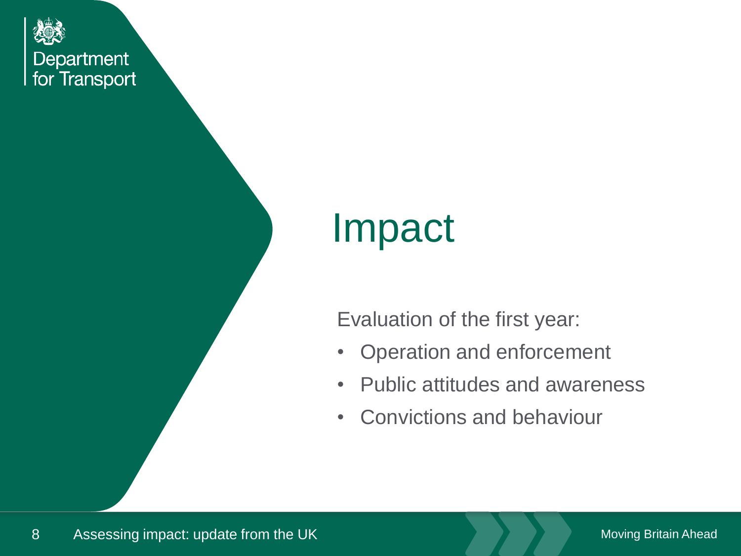# Impact

Evaluation of the first year:

- Operation and enforcement
- Public attitudes and awareness
- Convictions and behaviour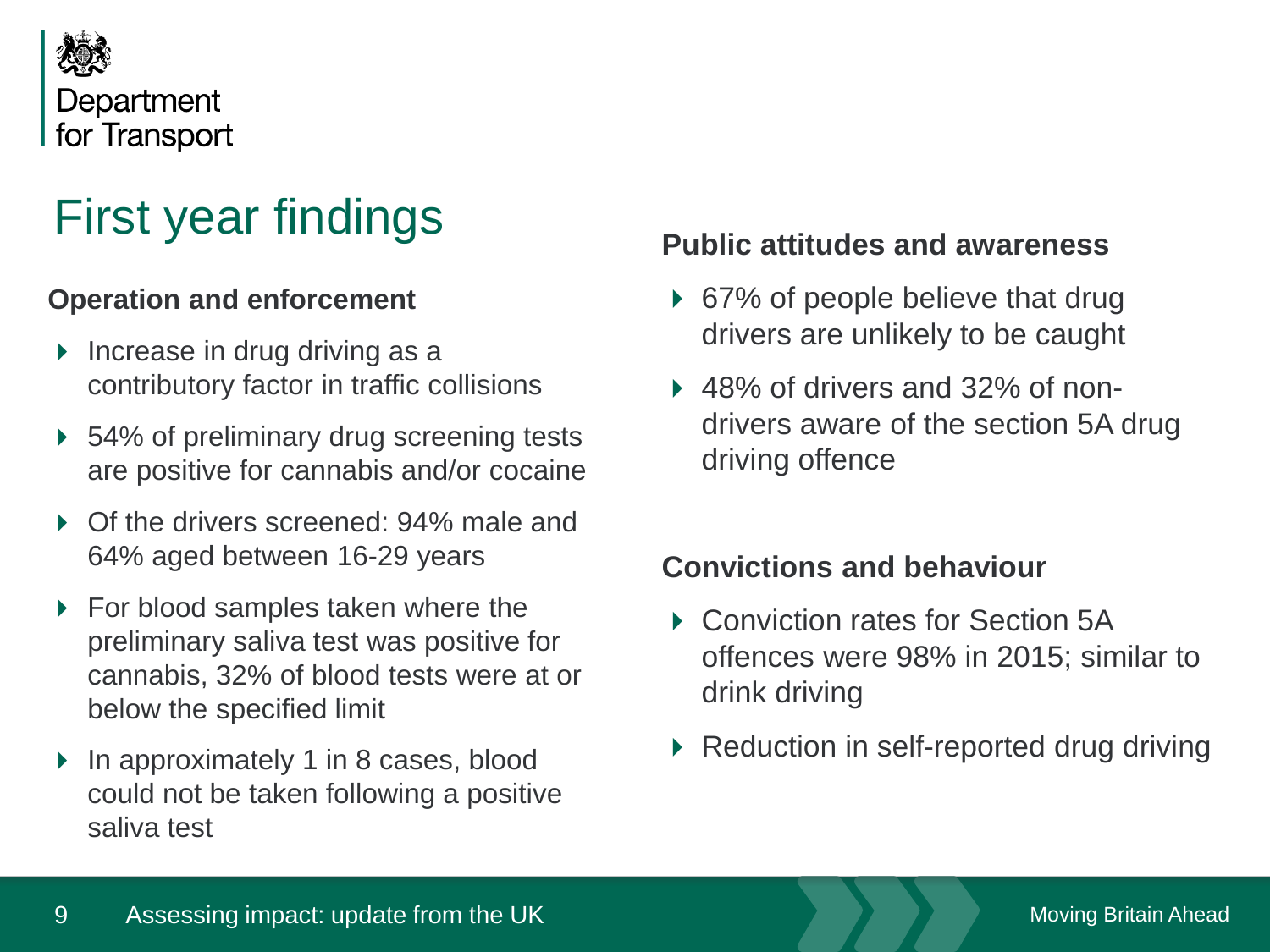# First year findings

**Operation and enforcement**

- Increase in drug driving as a contributory factor in traffic collisions
- 54% of preliminary drug screening tests are positive for cannabis and/or cocaine
- Of the drivers screened: 94% male and 64% aged between 16-29 years
- For blood samples taken where the preliminary saliva test was positive for cannabis, 32% of blood tests were at or below the specified limit
- In approximately 1 in 8 cases, blood could not be taken following a positive saliva test

**Public attitudes and awareness**

- 67% of people believe that drug drivers are unlikely to be caught
- 48% of drivers and 32% of non-drivers aware of the section 5A drug driving offence

**Convictions and behaviour**

- Conviction rates for Section 5A offences were 98% in 2015; similar to drink driving
- Reduction in self-reported drug driving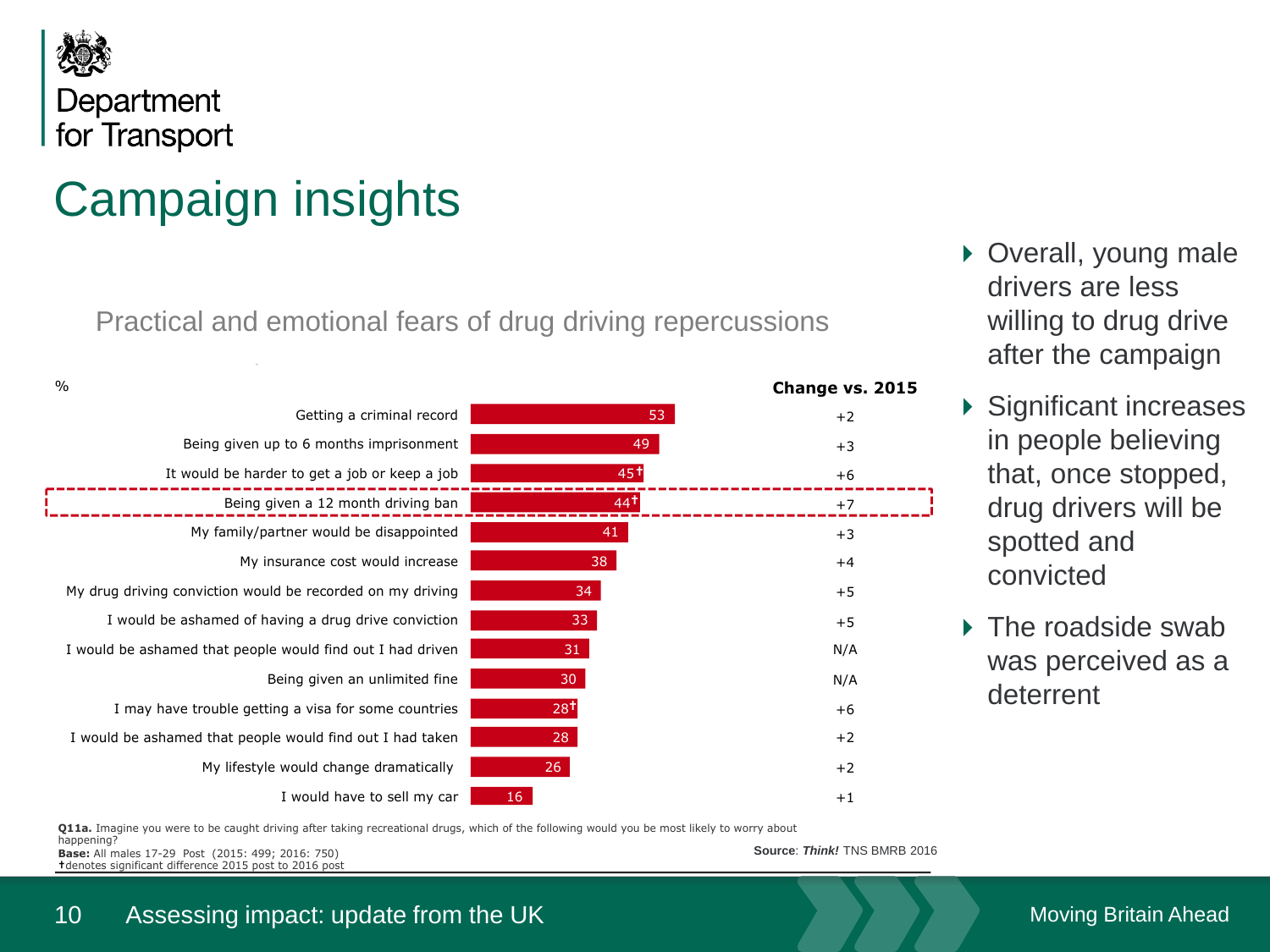# Campaign insights

## Practical and emotional fears of drug driving repercussions

| % | | Change vs. 2015 |
|---|---|---|
| Getting a criminal record | 53 | +2 |
| Being given up to 6 months imprisonment | 49 | +3 |
| It would be harder to get a job or keep a job | 45† | +6 |
| Being given a 12 month driving ban | 44† | +7 |
| My family/partner would be disappointed | 41 | +3 |
| My insurance cost would increase | 38 | +4 |
| My drug driving conviction would be recorded on my driving | 34 | +5 |
| I would be ashamed of having a drug drive conviction | 33 | +5 |
| I would be ashamed that people would find out I had driven | 31 | N/A |
| Being given an unlimited fine | 30 | N/A |
| I may have trouble getting a visa for some countries | 28† | +6 |
| I would be ashamed that people would find out I had taken | 28 | +2 |
| My lifestyle would change dramatically | 26 | +2 |
| I would have to sell my car | 16 | +1 |

**Q11a.** Imagine you were to be caught driving after taking recreational drugs, which of the following would you be most likely to worry about happening?

**Base:** All males 17-29 Post (2015: 499; 2016: 750)

†denotes significant difference 2015 post to 2016 post

**Source**: ***Think!*** TNS BMRB 2016

- Overall, young male drivers are less willing to drug drive after the campaign
- Significant increases in people believing that, once stopped, drug drivers will be spotted and convicted
- The roadside swab was perceived as a deterrent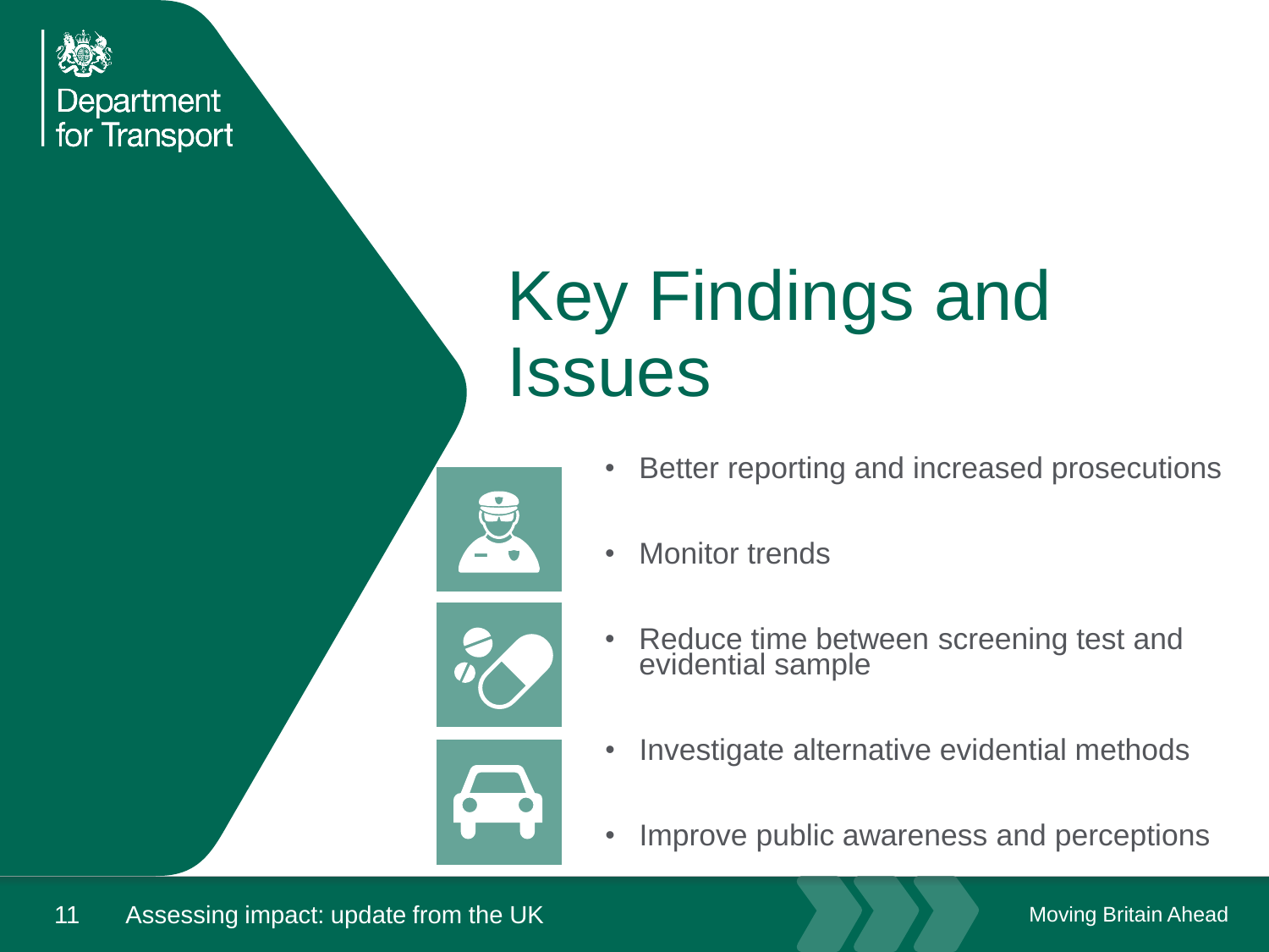# Key Findings and Issues

- Better reporting and increased prosecutions
- Monitor trends
- Reduce time between screening test and evidential sample
- Investigate alternative evidential methods
- Improve public awareness and perceptions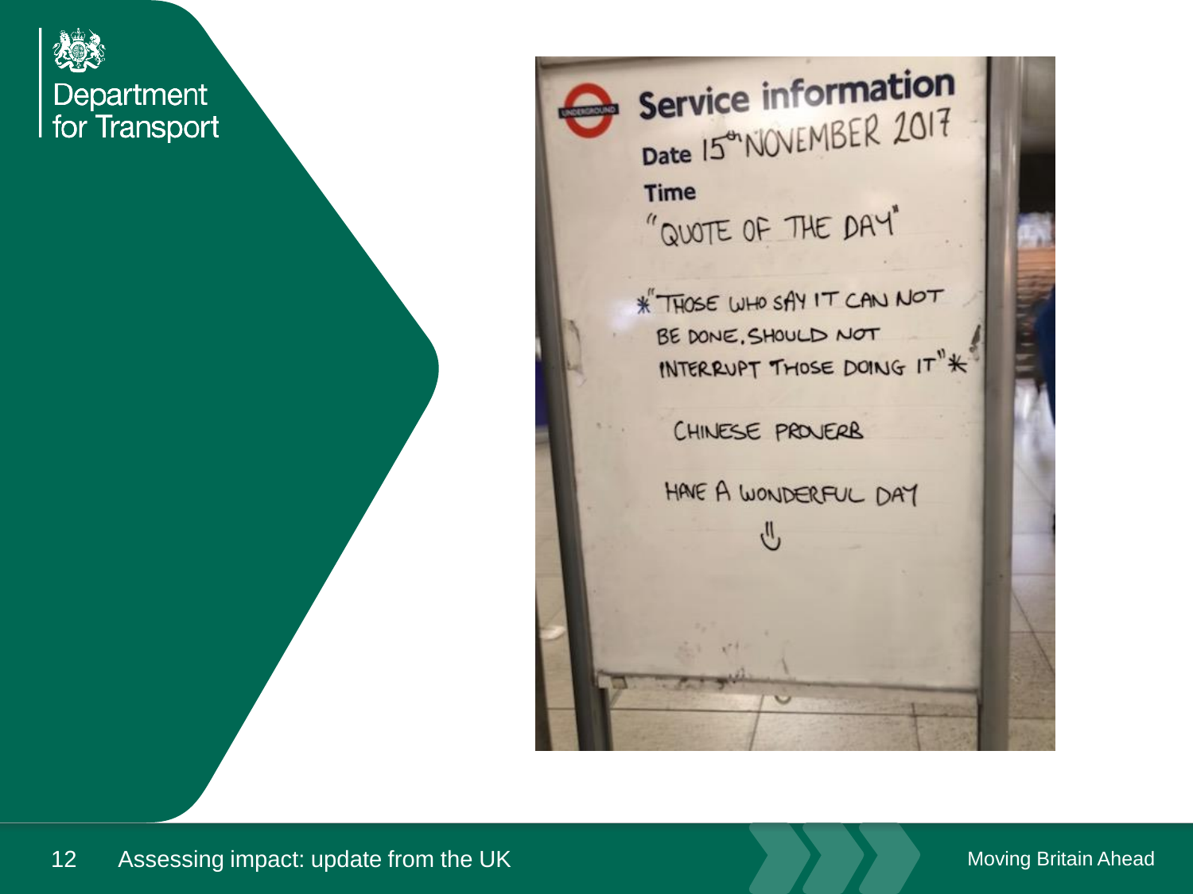Service information

Date 15th NOVEMBER 2017

Time

"QUOTE OF THE DAY"

*"THOSE WHO SAY IT CAN NOT BE DONE, SHOULD NOT INTERRUPT THOSE DOING IT"*

CHINESE PROVERB

HAVE A WONDERFUL DAY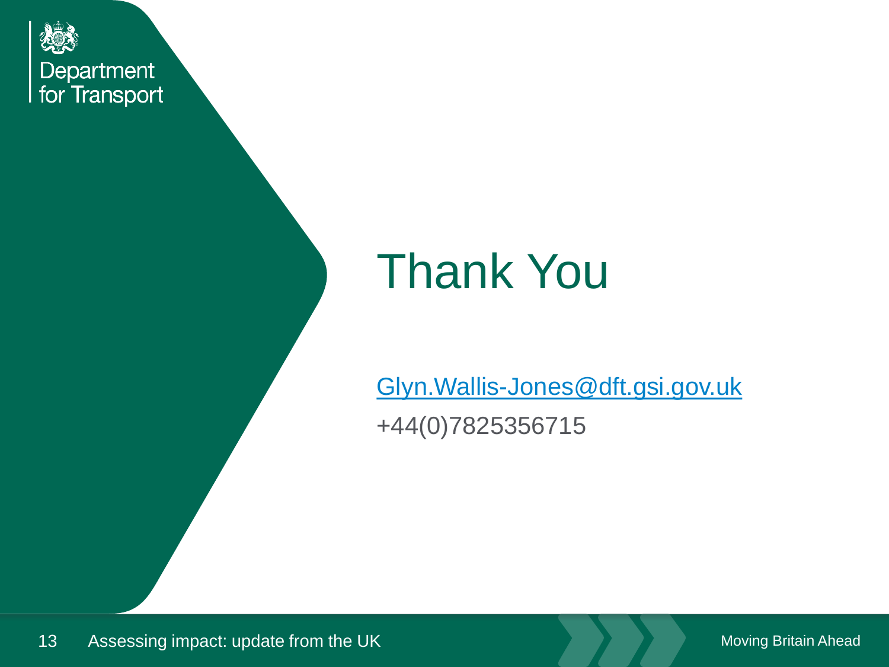Department for Transport

# Thank You

Glyn.Wallis-Jones@dft.gsi.gov.uk

+44(0)7825356715